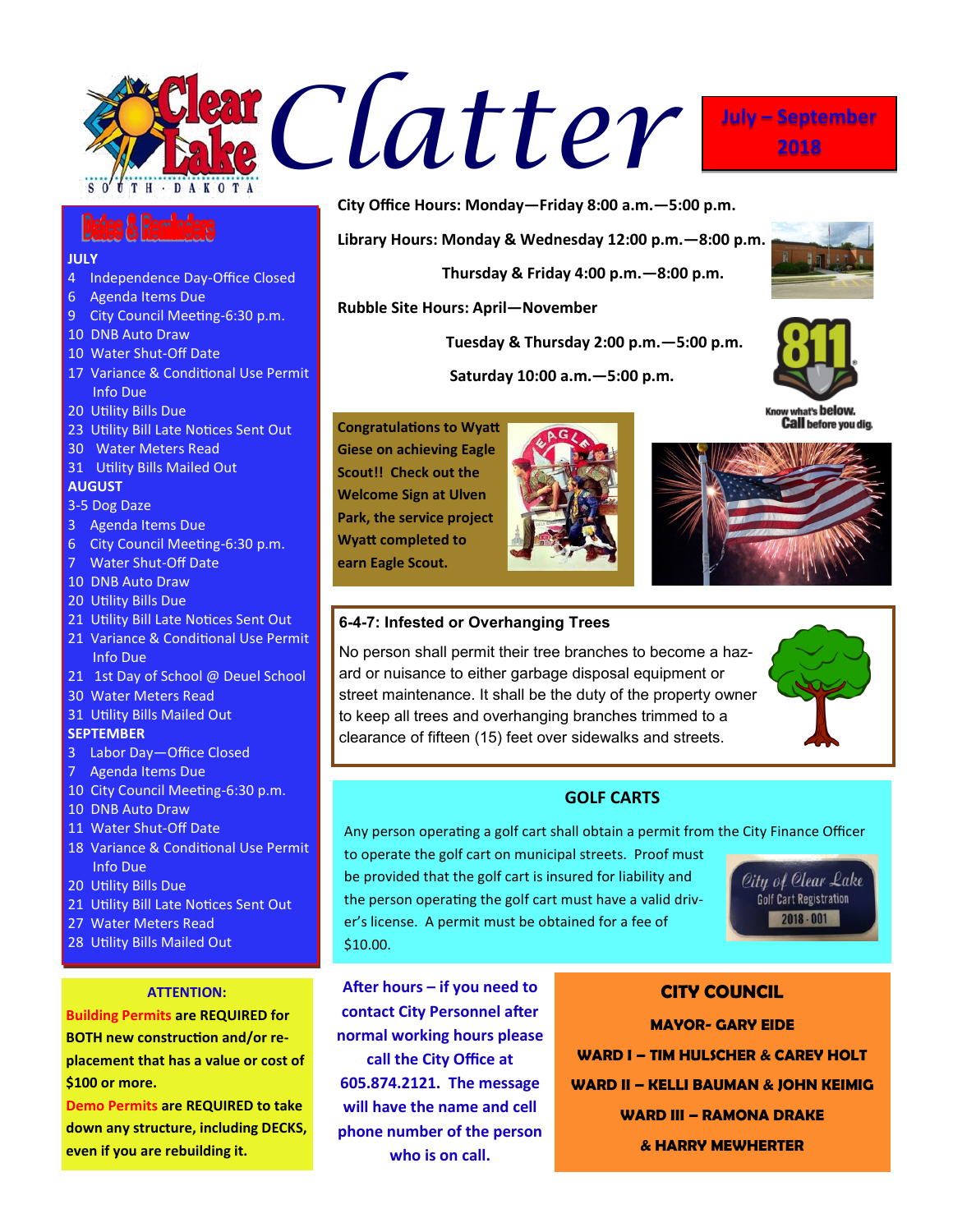# Clear Lake South Dakota Clatter

**July – September 2018**

## Dates & Reminders

**JULY**

- 4 Independence Day-Office Closed
- 6 Agenda Items Due
- 9 City Council Meeting-6:30 p.m.
- 10 DNB Auto Draw
- 10 Water Shut-Off Date
- 17 Variance & Conditional Use Permit Info Due
- 20 Utility Bills Due
- 23 Utility Bill Late Notices Sent Out
- 30 Water Meters Read
- 31 Utility Bills Mailed Out

**AUGUST**

- 3-5 Dog Daze
- 3 Agenda Items Due
- 6 City Council Meeting-6:30 p.m.
- 7 Water Shut-Off Date
- 10 DNB Auto Draw
- 20 Utility Bills Due
- 21 Utility Bill Late Notices Sent Out
- 21 Variance & Conditional Use Permit Info Due
- 21 1st Day of School @ Deuel School
- 30 Water Meters Read
- 31 Utility Bills Mailed Out

**SEPTEMBER**

- 3 Labor Day—Office Closed
- 7 Agenda Items Due
- 10 City Council Meeting-6:30 p.m.
- 10 DNB Auto Draw
- 11 Water Shut-Off Date
- 18 Variance & Conditional Use Permit Info Due
- 20 Utility Bills Due
- 21 Utility Bill Late Notices Sent Out
- 27 Water Meters Read
- 28 Utility Bills Mailed Out

**City Office Hours: Monday—Friday 8:00 a.m.—5:00 p.m.**

**Library Hours: Monday & Wednesday 12:00 p.m.—8:00 p.m.**

**Thursday & Friday 4:00 p.m.—8:00 p.m.**

**Rubble Site Hours: April—November**

**Tuesday & Thursday 2:00 p.m.—5:00 p.m.**

**Saturday 10:00 a.m.—5:00 p.m.**

811 Know what's below. Call before you dig.

**Congratulations to Wyatt Giese on achieving Eagle Scout!! Check out the Welcome Sign at Ulven Park, the service project Wyatt completed to earn Eagle Scout.**

### 6-4-7: Infested or Overhanging Trees

No person shall permit their tree branches to become a hazard or nuisance to either garbage disposal equipment or street maintenance. It shall be the duty of the property owner to keep all trees and overhanging branches trimmed to a clearance of fifteen (15) feet over sidewalks and streets.

### GOLF CARTS

Any person operating a golf cart shall obtain a permit from the City Finance Officer to operate the golf cart on municipal streets. Proof must be provided that the golf cart is insured for liability and the person operating the golf cart must have a valid driver's license. A permit must be obtained for a fee of $10.00.

City of Clear Lake Golf Cart Registration 2018 - 001

### ATTENTION:

**Building Permits are REQUIRED for BOTH new construction and/or replacement that has a value or cost of $100 or more.**

**Demo Permits are REQUIRED to take down any structure, including DECKS, even if you are rebuilding it.**

**After hours – if you need to contact City Personnel after normal working hours please call the City Office at 605.874.2121. The message will have the name and cell phone number of the person who is on call.**

### CITY COUNCIL

**MAYOR- GARY EIDE**

**WARD I – TIM HULSCHER & CAREY HOLT**

**WARD II – KELLI BAUMAN & JOHN KEIMIG**

**WARD III – RAMONA DRAKE & HARRY MEWHERTER**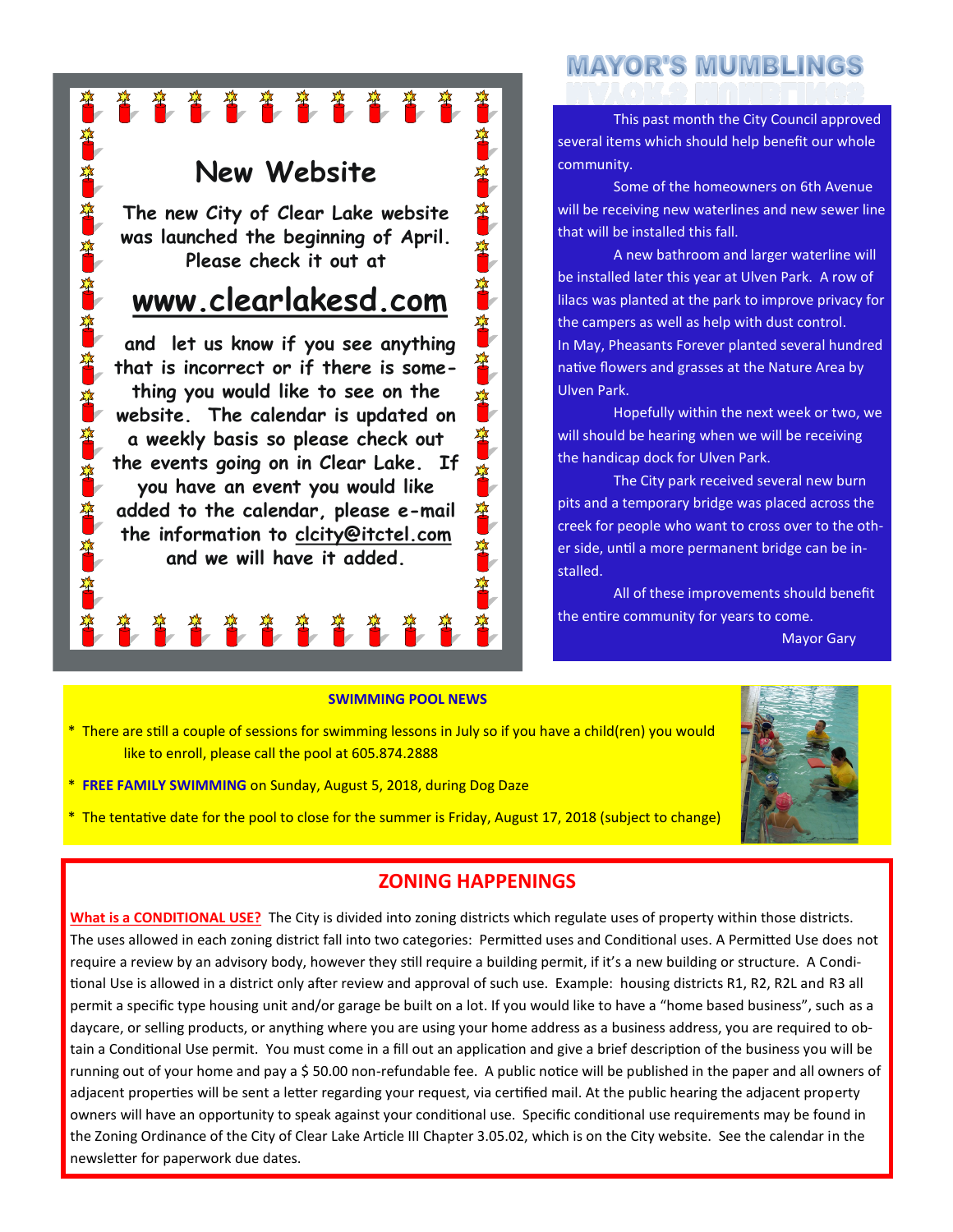## New Website

The new City of Clear Lake website was launched the beginning of April. Please check it out at

**www.clearlakesd.com**

and let us know if you see anything that is incorrect or if there is something you would like to see on the website. The calendar is updated on a weekly basis so please check out the events going on in Clear Lake. If you have an event you would like added to the calendar, please e-mail the information to clcity@itctel.com and we will have it added.

## MAYOR'S MUMBLINGS

This past month the City Council approved several items which should help benefit our whole community.

Some of the homeowners on 6th Avenue will be receiving new waterlines and new sewer line that will be installed this fall.

A new bathroom and larger waterline will be installed later this year at Ulven Park. A row of lilacs was planted at the park to improve privacy for the campers as well as help with dust control. In May, Pheasants Forever planted several hundred native flowers and grasses at the Nature Area by Ulven Park.

Hopefully within the next week or two, we will should be hearing when we will be receiving the handicap dock for Ulven Park.

The City park received several new burn pits and a temporary bridge was placed across the creek for people who want to cross over to the other side, until a more permanent bridge can be installed.

All of these improvements should benefit the entire community for years to come.

Mayor Gary

### SWIMMING POOL NEWS

* There are still a couple of sessions for swimming lessons in July so if you have a child(ren) you would like to enroll, please call the pool at 605.874.2888
* **FREE FAMILY SWIMMING** on Sunday, August 5, 2018, during Dog Daze
* The tentative date for the pool to close for the summer is Friday, August 17, 2018 (subject to change)

## ZONING HAPPENINGS

**What is a CONDITIONAL USE?** The City is divided into zoning districts which regulate uses of property within those districts. The uses allowed in each zoning district fall into two categories: Permitted uses and Conditional uses. A Permitted Use does not require a review by an advisory body, however they still require a building permit, if it's a new building or structure. A Conditional Use is allowed in a district only after review and approval of such use. Example: housing districts R1, R2, R2L and R3 all permit a specific type housing unit and/or garage be built on a lot. If you would like to have a "home based business", such as a daycare, or selling products, or anything where you are using your home address as a business address, you are required to obtain a Conditional Use permit. You must come in a fill out an application and give a brief description of the business you will be running out of your home and pay a $ 50.00 non-refundable fee. A public notice will be published in the paper and all owners of adjacent properties will be sent a letter regarding your request, via certified mail. At the public hearing the adjacent property owners will have an opportunity to speak against your conditional use. Specific conditional use requirements may be found in the Zoning Ordinance of the City of Clear Lake Article III Chapter 3.05.02, which is on the City website. See the calendar in the newsletter for paperwork due dates.